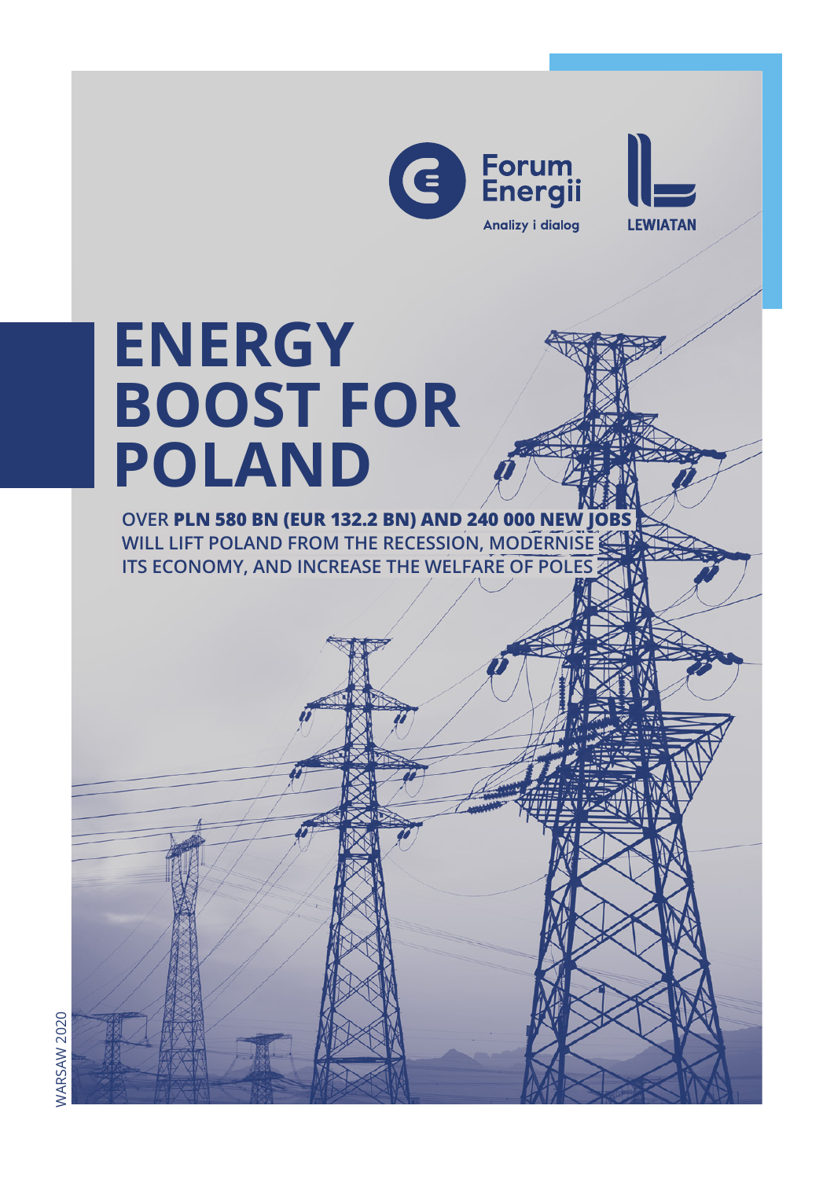Forum Energii

Analizy i dialog

LEWIATAN

# ENERGY BOOST FOR POLAND

OVER **PLN 580 BN (EUR 132.2 BN) AND 240 000 NEW JOBS** WILL LIFT POLAND FROM THE RECESSION, MODERNISE ITS ECONOMY, AND INCREASE THE WELFARE OF POLES

WARSAW 2020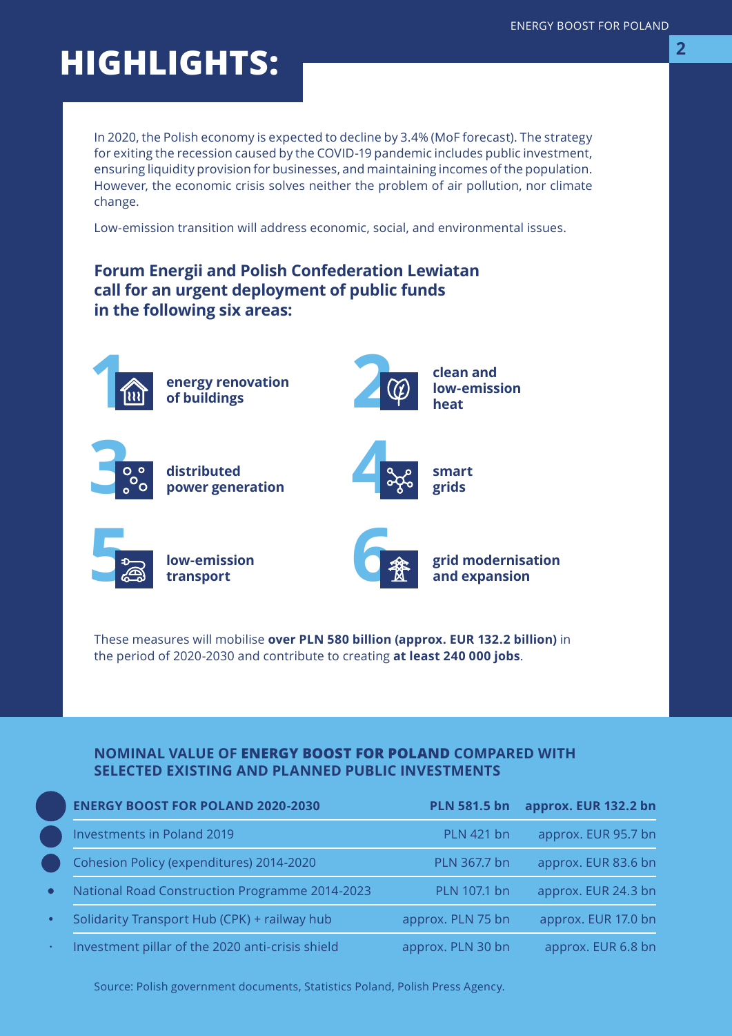# HIGHLIGHTS:

In 2020, the Polish economy is expected to decline by 3.4% (MoF forecast). The strategy for exiting the recession caused by the COVID-19 pandemic includes public investment, ensuring liquidity provision for businesses, and maintaining incomes of the population. However, the economic crisis solves neither the problem of air pollution, nor climate change.

Low-emission transition will address economic, social, and environmental issues.

### Forum Energii and Polish Confederation Lewiatan call for an urgent deployment of public funds in the following six areas:

1. **energy renovation of buildings**
2. **clean and low-emission heat**
3. **distributed power generation**
4. **smart grids**
5. **low-emission transport**
6. **grid modernisation and expansion**

These measures will mobilise **over PLN 580 billion (approx. EUR 132.2 billion)** in the period of 2020-2030 and contribute to creating **at least 240 000 jobs**.

### NOMINAL VALUE OF ENERGY BOOST FOR POLAND COMPARED WITH SELECTED EXISTING AND PLANNED PUBLIC INVESTMENTS

| | | |
|---|---|---|
| **ENERGY BOOST FOR POLAND 2020-2030** | **PLN 581.5 bn** | **approx. EUR 132.2 bn** |
| Investments in Poland 2019 | PLN 421 bn | approx. EUR 95.7 bn |
| Cohesion Policy (expenditures) 2014-2020 | PLN 367.7 bn | approx. EUR 83.6 bn |
| National Road Construction Programme 2014-2023 | PLN 107.1 bn | approx. EUR 24.3 bn |
| Solidarity Transport Hub (CPK) + railway hub | approx. PLN 75 bn | approx. EUR 17.0 bn |
| Investment pillar of the 2020 anti-crisis shield | approx. PLN 30 bn | approx. EUR 6.8 bn |

Source: Polish government documents, Statistics Poland, Polish Press Agency.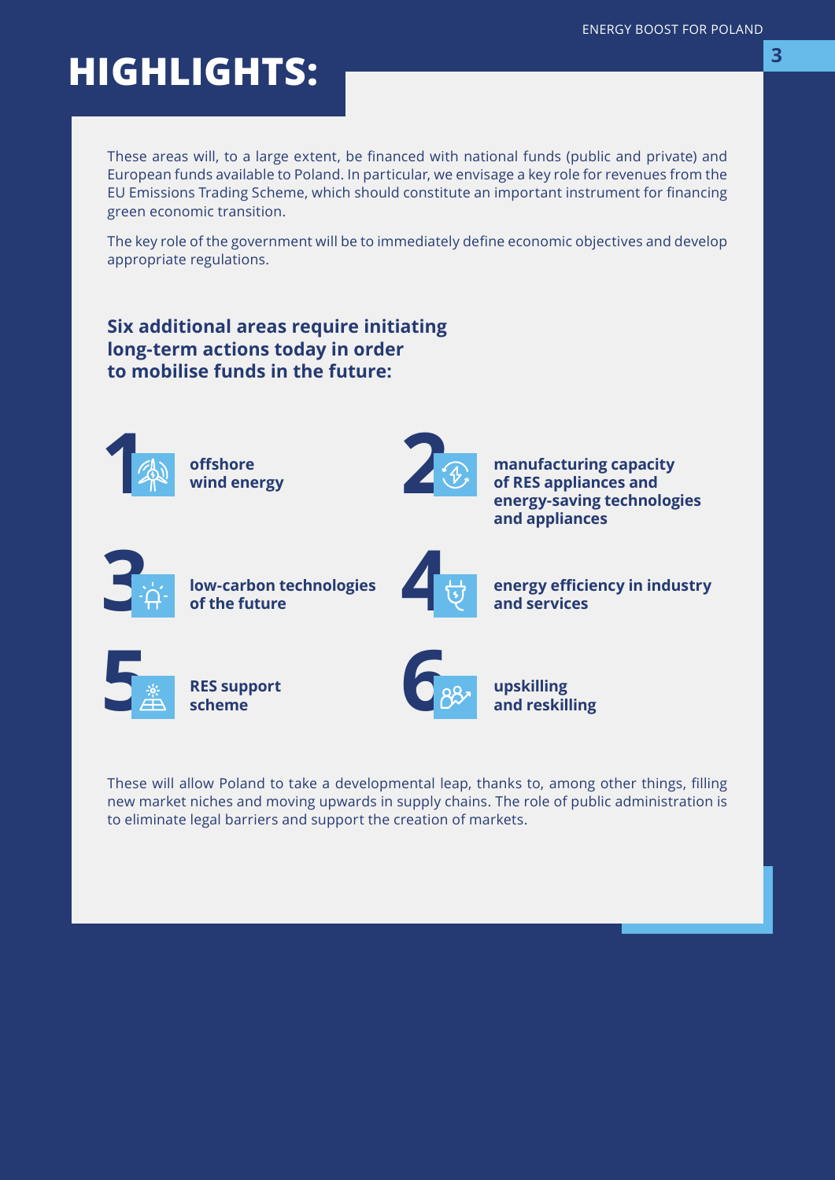# HIGHLIGHTS:

These areas will, to a large extent, be financed with national funds (public and private) and European funds available to Poland. In particular, we envisage a key role for revenues from the EU Emissions Trading Scheme, which should constitute an important instrument for financing green economic transition.

The key role of the government will be to immediately define economic objectives and develop appropriate regulations.

**Six additional areas require initiating long-term actions today in order to mobilise funds in the future:**

1. **offshore wind energy**
2. **manufacturing capacity of RES appliances and energy-saving technologies and appliances**
3. **low-carbon technologies of the future**
4. **energy efficiency in industry and services**
5. **RES support scheme**
6. **upskilling and reskilling**

These will allow Poland to take a developmental leap, thanks to, among other things, filling new market niches and moving upwards in supply chains. The role of public administration is to eliminate legal barriers and support the creation of markets.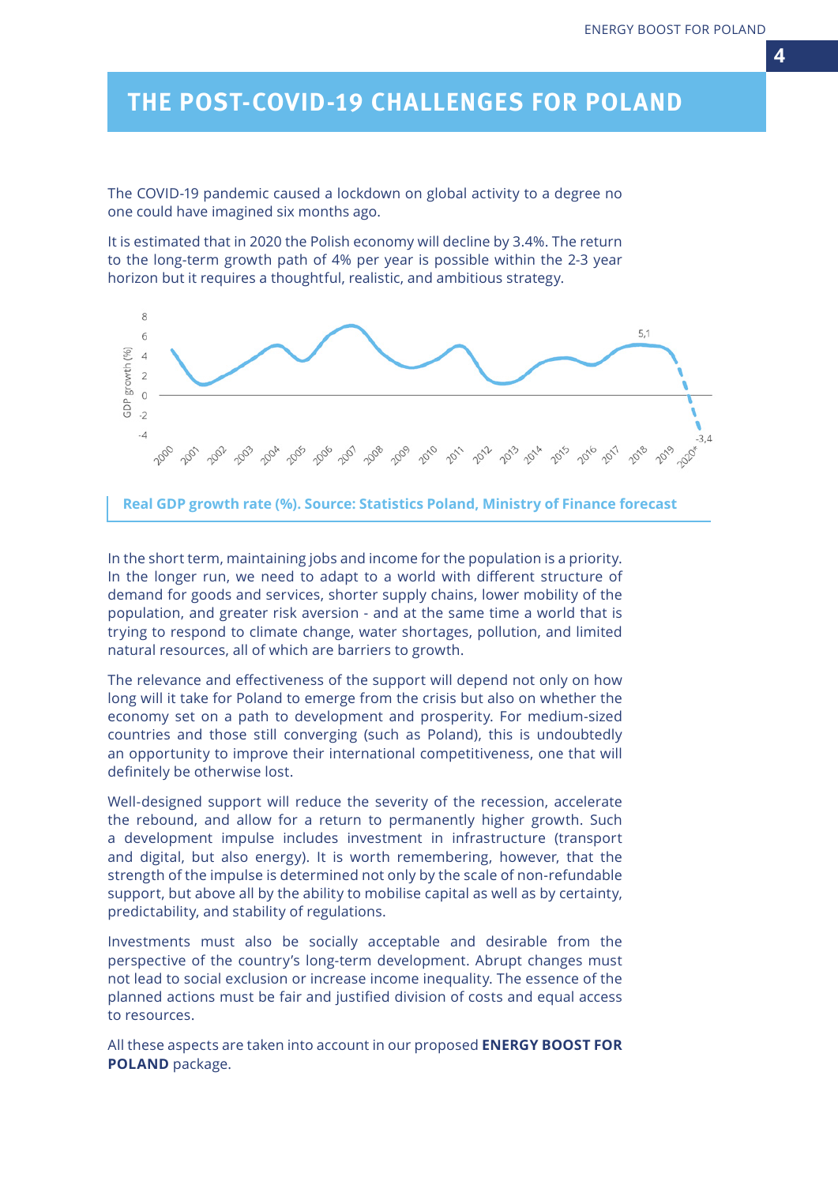# THE POST-COVID-19 CHALLENGES FOR POLAND

The COVID-19 pandemic caused a lockdown on global activity to a degree no one could have imagined six months ago.

It is estimated that in 2020 the Polish economy will decline by 3.4%. The return to the long-term growth path of 4% per year is possible within the 2-3 year horizon but it requires a thoughtful, realistic, and ambitious strategy.

Real GDP growth rate (%). Source: Statistics Poland, Ministry of Finance forecast

In the short term, maintaining jobs and income for the population is a priority. In the longer run, we need to adapt to a world with different structure of demand for goods and services, shorter supply chains, lower mobility of the population, and greater risk aversion - and at the same time a world that is trying to respond to climate change, water shortages, pollution, and limited natural resources, all of which are barriers to growth.

The relevance and effectiveness of the support will depend not only on how long will it take for Poland to emerge from the crisis but also on whether the economy set on a path to development and prosperity. For medium-sized countries and those still converging (such as Poland), this is undoubtedly an opportunity to improve their international competitiveness, one that will definitely be otherwise lost.

Well-designed support will reduce the severity of the recession, accelerate the rebound, and allow for a return to permanently higher growth. Such a development impulse includes investment in infrastructure (transport and digital, but also energy). It is worth remembering, however, that the strength of the impulse is determined not only by the scale of non-refundable support, but above all by the ability to mobilise capital as well as by certainty, predictability, and stability of regulations.

Investments must also be socially acceptable and desirable from the perspective of the country's long-term development. Abrupt changes must not lead to social exclusion or increase income inequality. The essence of the planned actions must be fair and justified division of costs and equal access to resources.

All these aspects are taken into account in our proposed **ENERGY BOOST FOR POLAND** package.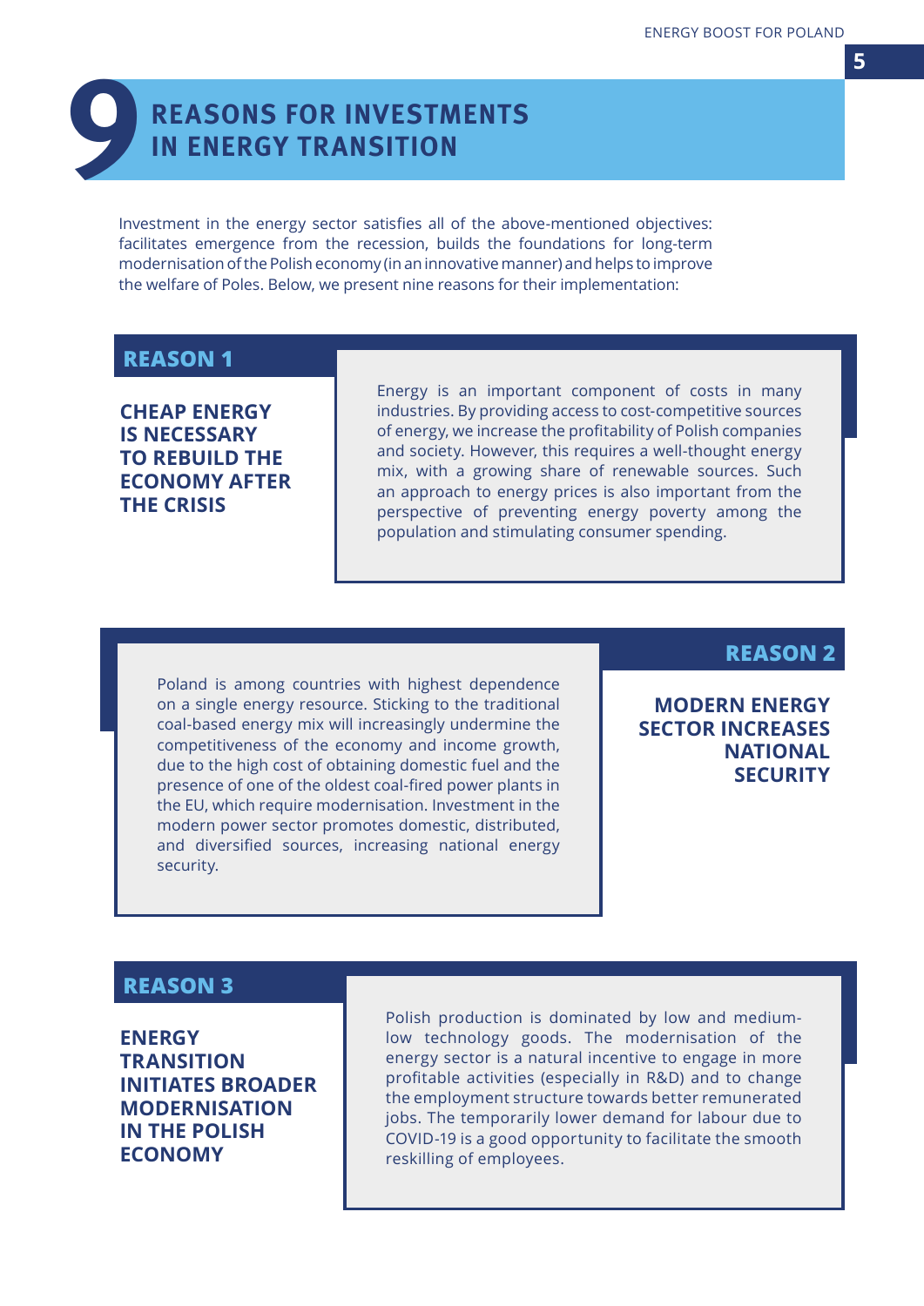# 9 REASONS FOR INVESTMENTS IN ENERGY TRANSITION

Investment in the energy sector satisfies all of the above-mentioned objectives: facilitates emergence from the recession, builds the foundations for long-term modernisation of the Polish economy (in an innovative manner) and helps to improve the welfare of Poles. Below, we present nine reasons for their implementation:

## REASON 1

### CHEAP ENERGY IS NECESSARY TO REBUILD THE ECONOMY AFTER THE CRISIS

Energy is an important component of costs in many industries. By providing access to cost-competitive sources of energy, we increase the profitability of Polish companies and society. However, this requires a well-thought energy mix, with a growing share of renewable sources. Such an approach to energy prices is also important from the perspective of preventing energy poverty among the population and stimulating consumer spending.

## REASON 2

### MODERN ENERGY SECTOR INCREASES NATIONAL SECURITY

Poland is among countries with highest dependence on a single energy resource. Sticking to the traditional coal-based energy mix will increasingly undermine the competitiveness of the economy and income growth, due to the high cost of obtaining domestic fuel and the presence of one of the oldest coal-fired power plants in the EU, which require modernisation. Investment in the modern power sector promotes domestic, distributed, and diversified sources, increasing national energy security.

## REASON 3

### ENERGY TRANSITION INITIATES BROADER MODERNISATION IN THE POLISH ECONOMY

Polish production is dominated by low and medium-low technology goods. The modernisation of the energy sector is a natural incentive to engage in more profitable activities (especially in R&D) and to change the employment structure towards better remunerated jobs. The temporarily lower demand for labour due to COVID-19 is a good opportunity to facilitate the smooth reskilling of employees.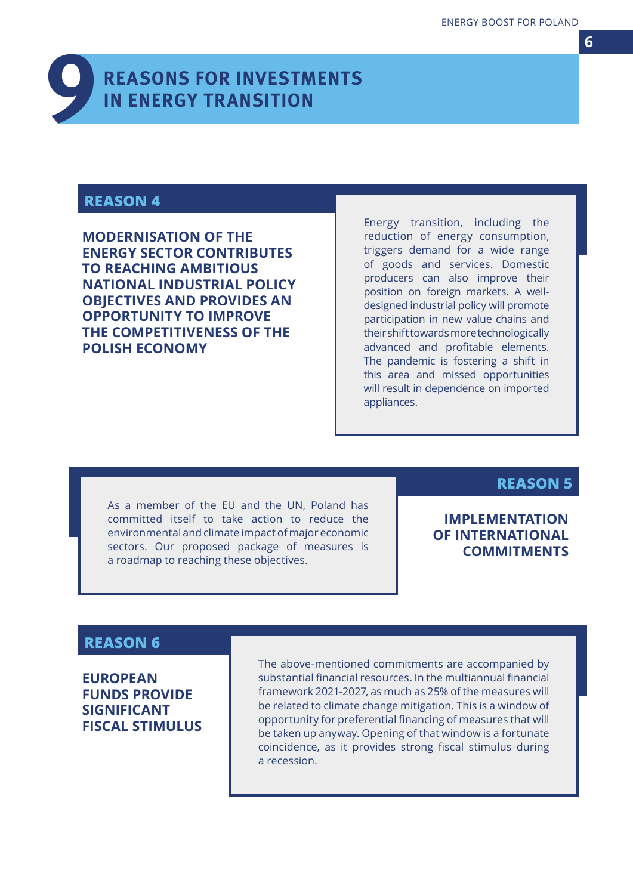# 9 REASONS FOR INVESTMENTS IN ENERGY TRANSITION

## REASON 4

**MODERNISATION OF THE ENERGY SECTOR CONTRIBUTES TO REACHING AMBITIOUS NATIONAL INDUSTRIAL POLICY OBJECTIVES AND PROVIDES AN OPPORTUNITY TO IMPROVE THE COMPETITIVENESS OF THE POLISH ECONOMY**

Energy transition, including the reduction of energy consumption, triggers demand for a wide range of goods and services. Domestic producers can also improve their position on foreign markets. A well-designed industrial policy will promote participation in new value chains and their shift towards more technologically advanced and profitable elements. The pandemic is fostering a shift in this area and missed opportunities will result in dependence on imported appliances.

## REASON 5

**IMPLEMENTATION OF INTERNATIONAL COMMITMENTS**

As a member of the EU and the UN, Poland has committed itself to take action to reduce the environmental and climate impact of major economic sectors. Our proposed package of measures is a roadmap to reaching these objectives.

## REASON 6

**EUROPEAN FUNDS PROVIDE SIGNIFICANT FISCAL STIMULUS**

The above-mentioned commitments are accompanied by substantial financial resources. In the multiannual financial framework 2021-2027, as much as 25% of the measures will be related to climate change mitigation. This is a window of opportunity for preferential financing of measures that will be taken up anyway. Opening of that window is a fortunate coincidence, as it provides strong fiscal stimulus during a recession.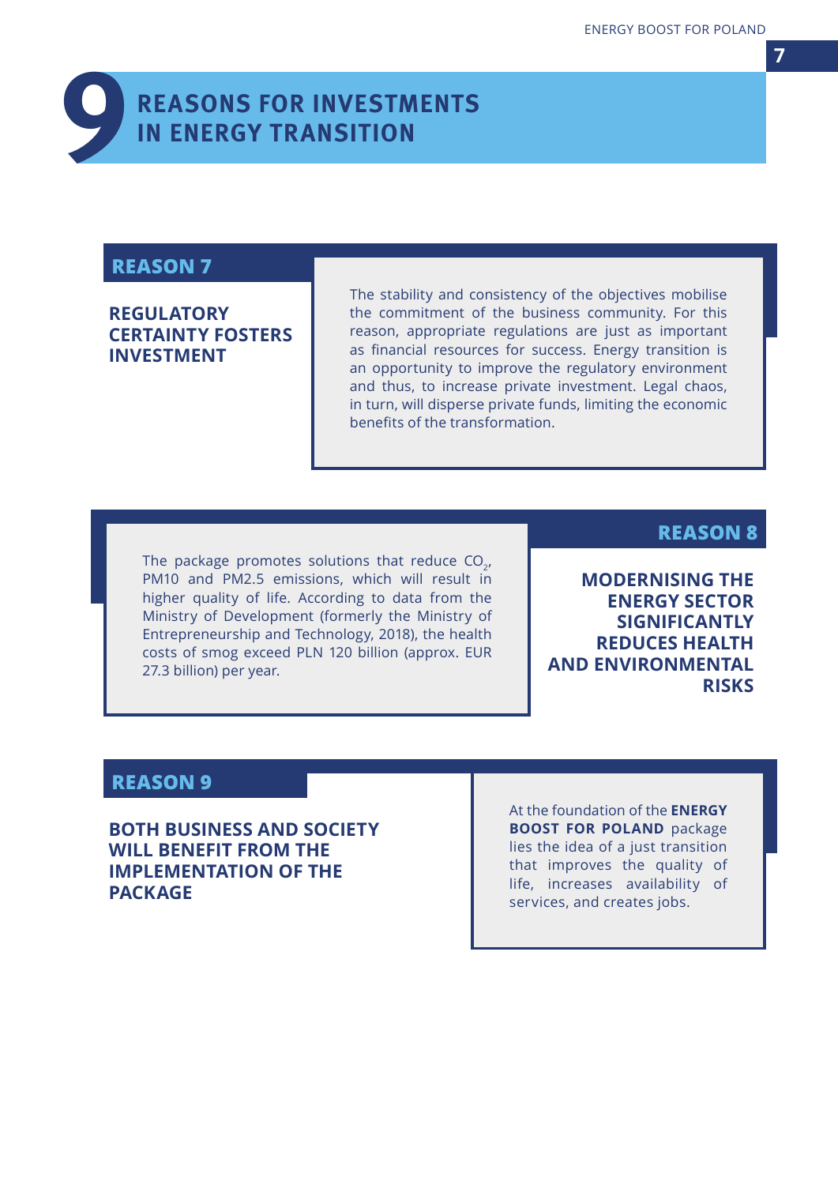# 9 REASONS FOR INVESTMENTS IN ENERGY TRANSITION

## REASON 7

### REGULATORY CERTAINTY FOSTERS INVESTMENT

The stability and consistency of the objectives mobilise the commitment of the business community. For this reason, appropriate regulations are just as important as financial resources for success. Energy transition is an opportunity to improve the regulatory environment and thus, to increase private investment. Legal chaos, in turn, will disperse private funds, limiting the economic benefits of the transformation.

## REASON 8

### MODERNISING THE ENERGY SECTOR SIGNIFICANTLY REDUCES HEALTH AND ENVIRONMENTAL RISKS

The package promotes solutions that reduce $CO_2$, PM10 and PM2.5 emissions, which will result in higher quality of life. According to data from the Ministry of Development (formerly the Ministry of Entrepreneurship and Technology, 2018), the health costs of smog exceed PLN 120 billion (approx. EUR 27.3 billion) per year.

## REASON 9

### BOTH BUSINESS AND SOCIETY WILL BENEFIT FROM THE IMPLEMENTATION OF THE PACKAGE

At the foundation of the **ENERGY BOOST FOR POLAND** package lies the idea of a just transition that improves the quality of life, increases availability of services, and creates jobs.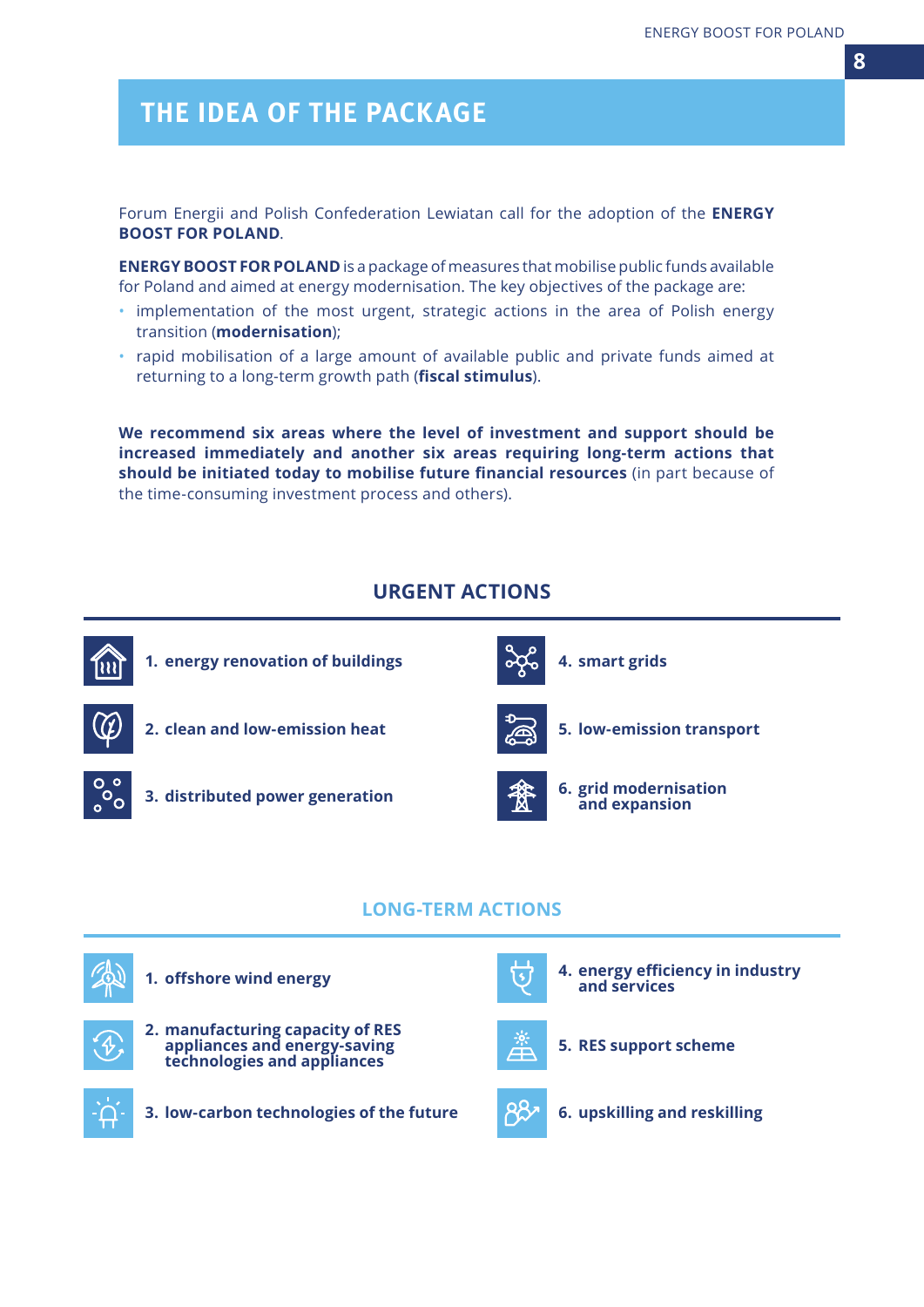# THE IDEA OF THE PACKAGE

Forum Energii and Polish Confederation Lewiatan call for the adoption of the **ENERGY BOOST FOR POLAND**.

**ENERGY BOOST FOR POLAND** is a package of measures that mobilise public funds available for Poland and aimed at energy modernisation. The key objectives of the package are:

- implementation of the most urgent, strategic actions in the area of Polish energy transition (**modernisation**);
- rapid mobilisation of a large amount of available public and private funds aimed at returning to a long-term growth path (**fiscal stimulus**).

**We recommend six areas where the level of investment and support should be increased immediately and another six areas requiring long-term actions that should be initiated today to mobilise future financial resources** (in part because of the time-consuming investment process and others).

## URGENT ACTIONS

1. **energy renovation of buildings**
2. **clean and low-emission heat**
3. **distributed power generation**
4. **smart grids**
5. **low-emission transport**
6. **grid modernisation and expansion**

## LONG-TERM ACTIONS

1. **offshore wind energy**
2. **manufacturing capacity of RES appliances and energy-saving technologies and appliances**
3. **low-carbon technologies of the future**
4. **energy efficiency in industry and services**
5. **RES support scheme**
6. **upskilling and reskilling**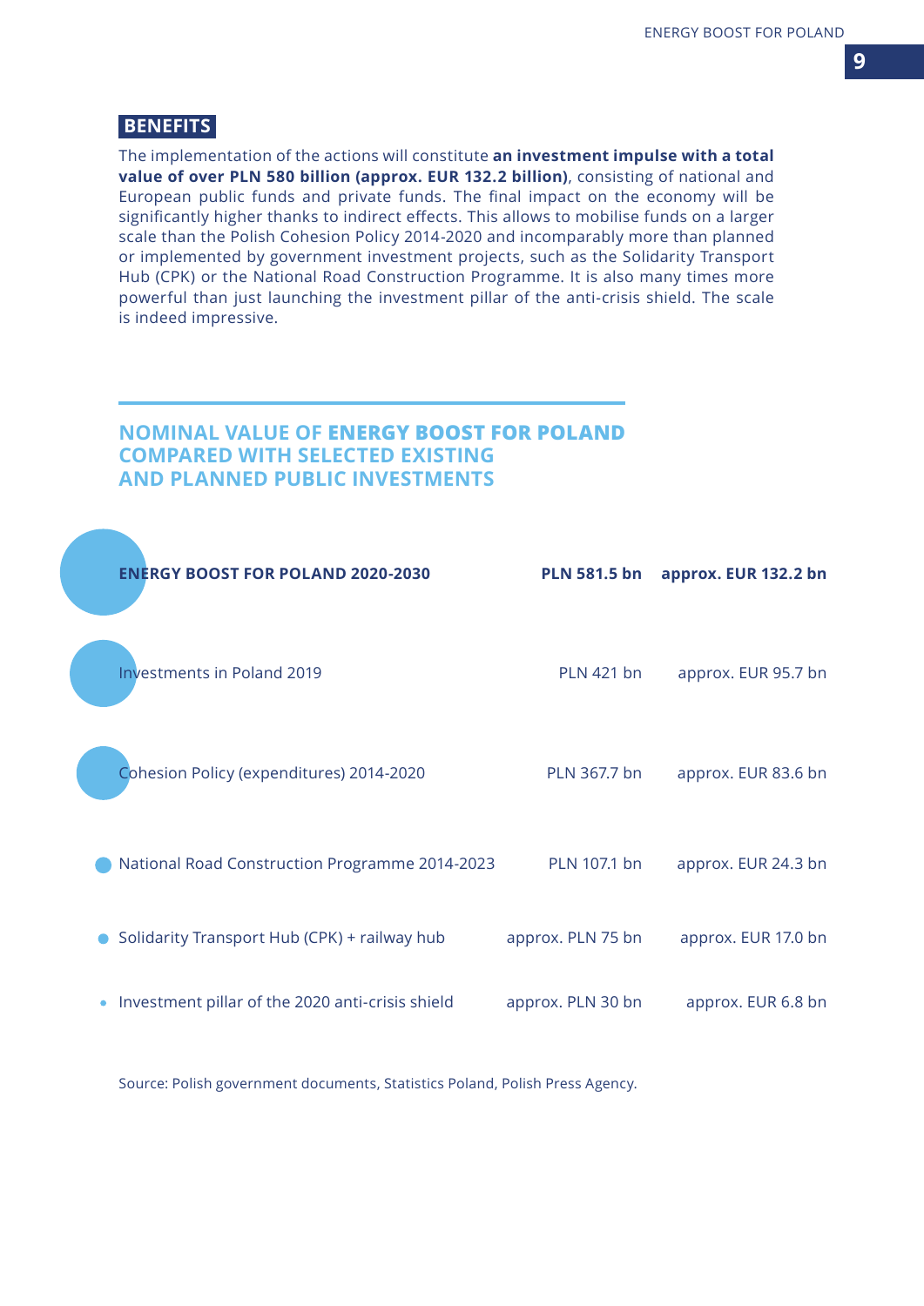## BENEFITS

The implementation of the actions will constitute **an investment impulse with a total value of over PLN 580 billion (approx. EUR 132.2 billion)**, consisting of national and European public funds and private funds. The final impact on the economy will be significantly higher thanks to indirect effects. This allows to mobilise funds on a larger scale than the Polish Cohesion Policy 2014-2020 and incomparably more than planned or implemented by government investment projects, such as the Solidarity Transport Hub (CPK) or the National Road Construction Programme. It is also many times more powerful than just launching the investment pillar of the anti-crisis shield. The scale is indeed impressive.

## NOMINAL VALUE OF **ENERGY BOOST FOR POLAND** COMPARED WITH SELECTED EXISTING AND PLANNED PUBLIC INVESTMENTS

| Investment | PLN | EUR |
|---|---|---|
| **ENERGY BOOST FOR POLAND 2020-2030** | **PLN 581.5 bn** | **approx. EUR 132.2 bn** |
| Investments in Poland 2019 | PLN 421 bn | approx. EUR 95.7 bn |
| Cohesion Policy (expenditures) 2014-2020 | PLN 367.7 bn | approx. EUR 83.6 bn |
| National Road Construction Programme 2014-2023 | PLN 107.1 bn | approx. EUR 24.3 bn |
| Solidarity Transport Hub (CPK) + railway hub | approx. PLN 75 bn | approx. EUR 17.0 bn |
| Investment pillar of the 2020 anti-crisis shield | approx. PLN 30 bn | approx. EUR 6.8 bn |

Source: Polish government documents, Statistics Poland, Polish Press Agency.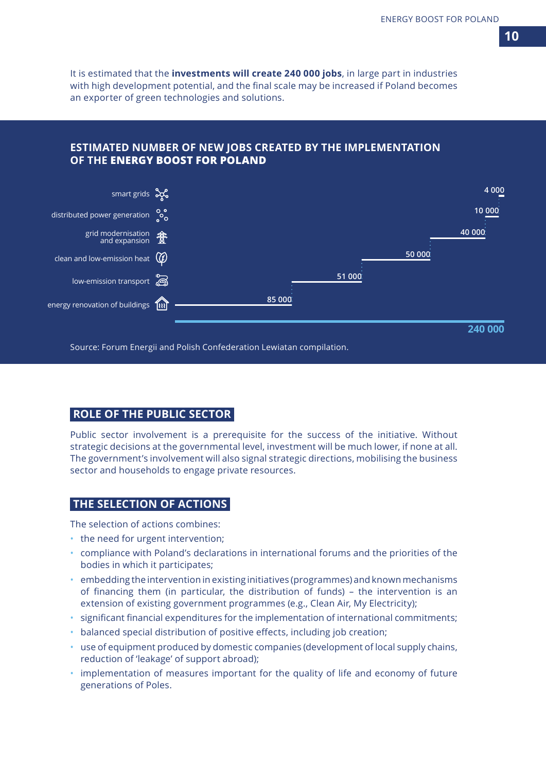It is estimated that the **investments will create 240 000 jobs**, in large part in industries with high development potential, and the final scale may be increased if Poland becomes an exporter of green technologies and solutions.

## ESTIMATED NUMBER OF NEW JOBS CREATED BY THE IMPLEMENTATION OF THE ENERGY BOOST FOR POLAND

| Area | New jobs |
|---|---|
| smart grids | 4 000 |
| distributed power generation | 10 000 |
| grid modernisation and expansion | 40 000 |
| clean and low-emission heat | 50 000 |
| low-emission transport | 51 000 |
| energy renovation of buildings | 85 000 |
| **Total** | **240 000** |

Source: Forum Energii and Polish Confederation Lewiatan compilation.

## ROLE OF THE PUBLIC SECTOR

Public sector involvement is a prerequisite for the success of the initiative. Without strategic decisions at the governmental level, investment will be much lower, if none at all. The government's involvement will also signal strategic directions, mobilising the business sector and households to engage private resources.

## THE SELECTION OF ACTIONS

The selection of actions combines:

- the need for urgent intervention;
- compliance with Poland's declarations in international forums and the priorities of the bodies in which it participates;
- embedding the intervention in existing initiatives (programmes) and known mechanisms of financing them (in particular, the distribution of funds) – the intervention is an extension of existing government programmes (e.g., Clean Air, My Electricity);
- significant financial expenditures for the implementation of international commitments;
- balanced special distribution of positive effects, including job creation;
- use of equipment produced by domestic companies (development of local supply chains, reduction of 'leakage' of support abroad);
- implementation of measures important for the quality of life and economy of future generations of Poles.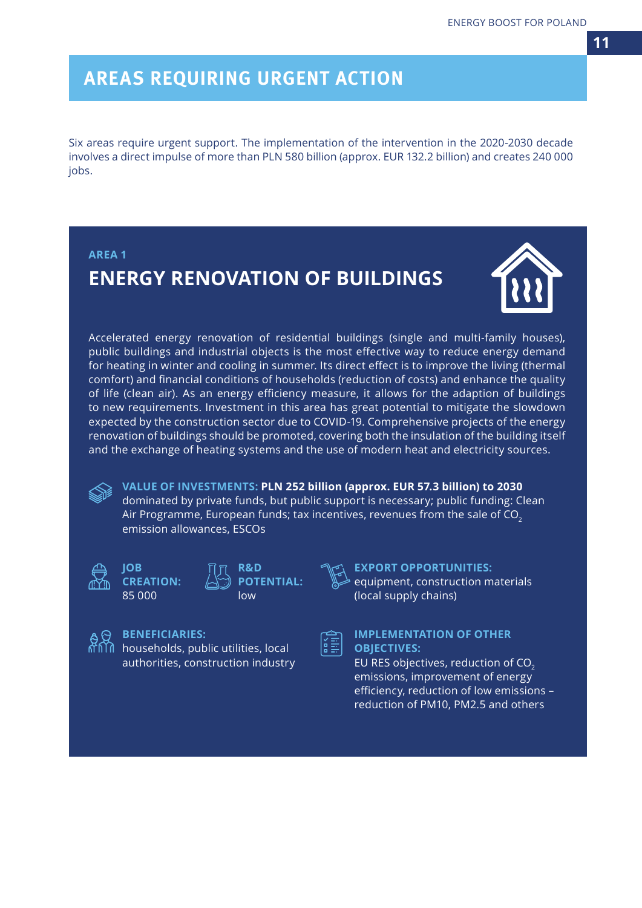## AREAS REQUIRING URGENT ACTION

Six areas require urgent support. The implementation of the intervention in the 2020-2030 decade involves a direct impulse of more than PLN 580 billion (approx. EUR 132.2 billion) and creates 240 000 jobs.

### AREA 1

### ENERGY RENOVATION OF BUILDINGS

Accelerated energy renovation of residential buildings (single and multi-family houses), public buildings and industrial objects is the most effective way to reduce energy demand for heating in winter and cooling in summer. Its direct effect is to improve the living (thermal comfort) and financial conditions of households (reduction of costs) and enhance the quality of life (clean air). As an energy efficiency measure, it allows for the adaption of buildings to new requirements. Investment in this area has great potential to mitigate the slowdown expected by the construction sector due to COVID-19. Comprehensive projects of the energy renovation of buildings should be promoted, covering both the insulation of the building itself and the exchange of heating systems and the use of modern heat and electricity sources.

**VALUE OF INVESTMENTS: PLN 252 billion (approx. EUR 57.3 billion) to 2030** dominated by private funds, but public support is necessary; public funding: Clean Air Programme, European funds; tax incentives, revenues from the sale of $CO_2$ emission allowances, ESCOs

**JOB CREATION:** 85 000

**R&D POTENTIAL:** low

**EXPORT OPPORTUNITIES:** equipment, construction materials (local supply chains)

**BENEFICIARIES:** households, public utilities, local authorities, construction industry

**IMPLEMENTATION OF OTHER OBJECTIVES:** EU RES objectives, reduction of $CO_2$ emissions, improvement of energy efficiency, reduction of low emissions – reduction of PM10, PM2.5 and others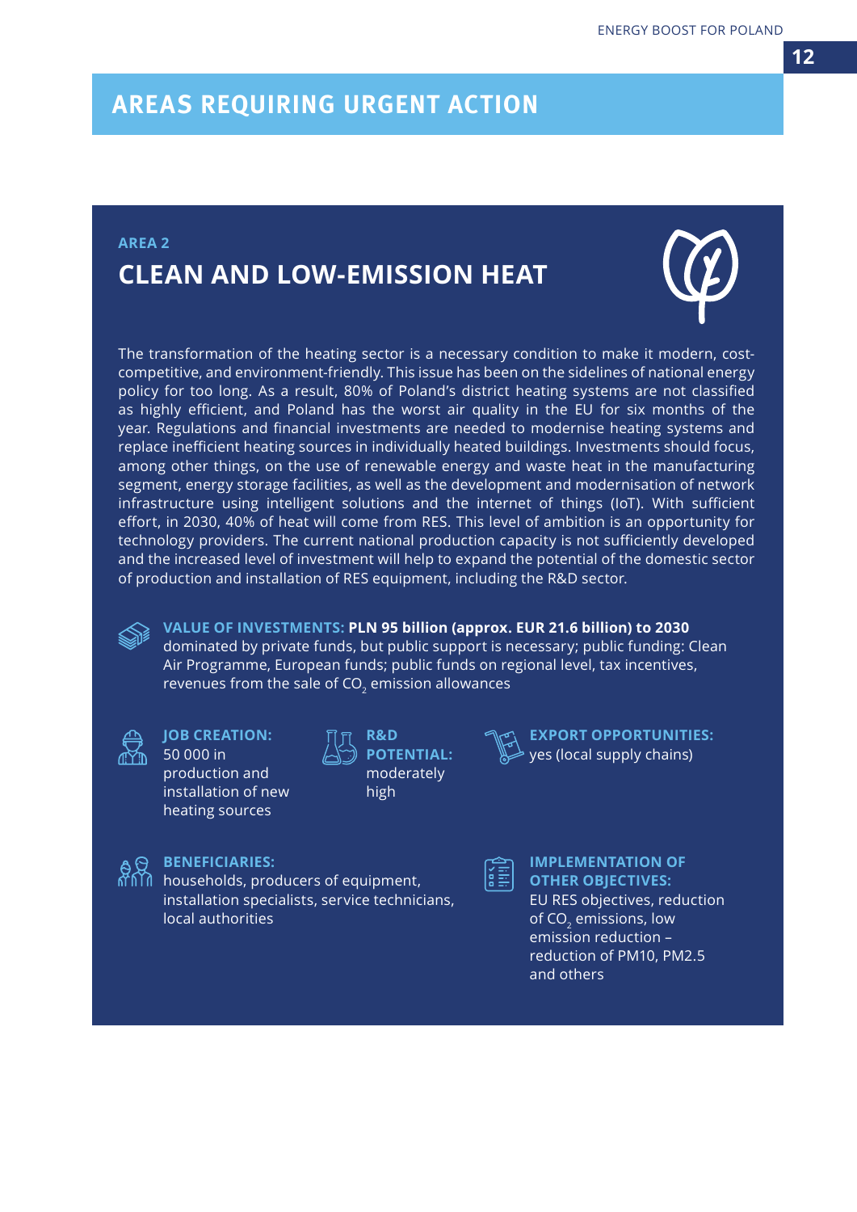# AREAS REQUIRING URGENT ACTION

AREA 2

## CLEAN AND LOW-EMISSION HEAT

The transformation of the heating sector is a necessary condition to make it modern, cost-competitive, and environment-friendly. This issue has been on the sidelines of national energy policy for too long. As a result, 80% of Poland's district heating systems are not classified as highly efficient, and Poland has the worst air quality in the EU for six months of the year. Regulations and financial investments are needed to modernise heating systems and replace inefficient heating sources in individually heated buildings. Investments should focus, among other things, on the use of renewable energy and waste heat in the manufacturing segment, energy storage facilities, as well as the development and modernisation of network infrastructure using intelligent solutions and the internet of things (IoT). With sufficient effort, in 2030, 40% of heat will come from RES. This level of ambition is an opportunity for technology providers. The current national production capacity is not sufficiently developed and the increased level of investment will help to expand the potential of the domestic sector of production and installation of RES equipment, including the R&D sector.

**VALUE OF INVESTMENTS: PLN 95 billion (approx. EUR 21.6 billion) to 2030** dominated by private funds, but public support is necessary; public funding: Clean Air Programme, European funds; public funds on regional level, tax incentives, revenues from the sale of $CO_2$ emission allowances

**JOB CREATION:** 50 000 in production and installation of new heating sources

**R&D POTENTIAL:** moderately high

**EXPORT OPPORTUNITIES:** yes (local supply chains)

**BENEFICIARIES:** households, producers of equipment, installation specialists, service technicians, local authorities

**IMPLEMENTATION OF OTHER OBJECTIVES:** EU RES objectives, reduction of $CO_2$ emissions, low emission reduction – reduction of PM10, PM2.5 and others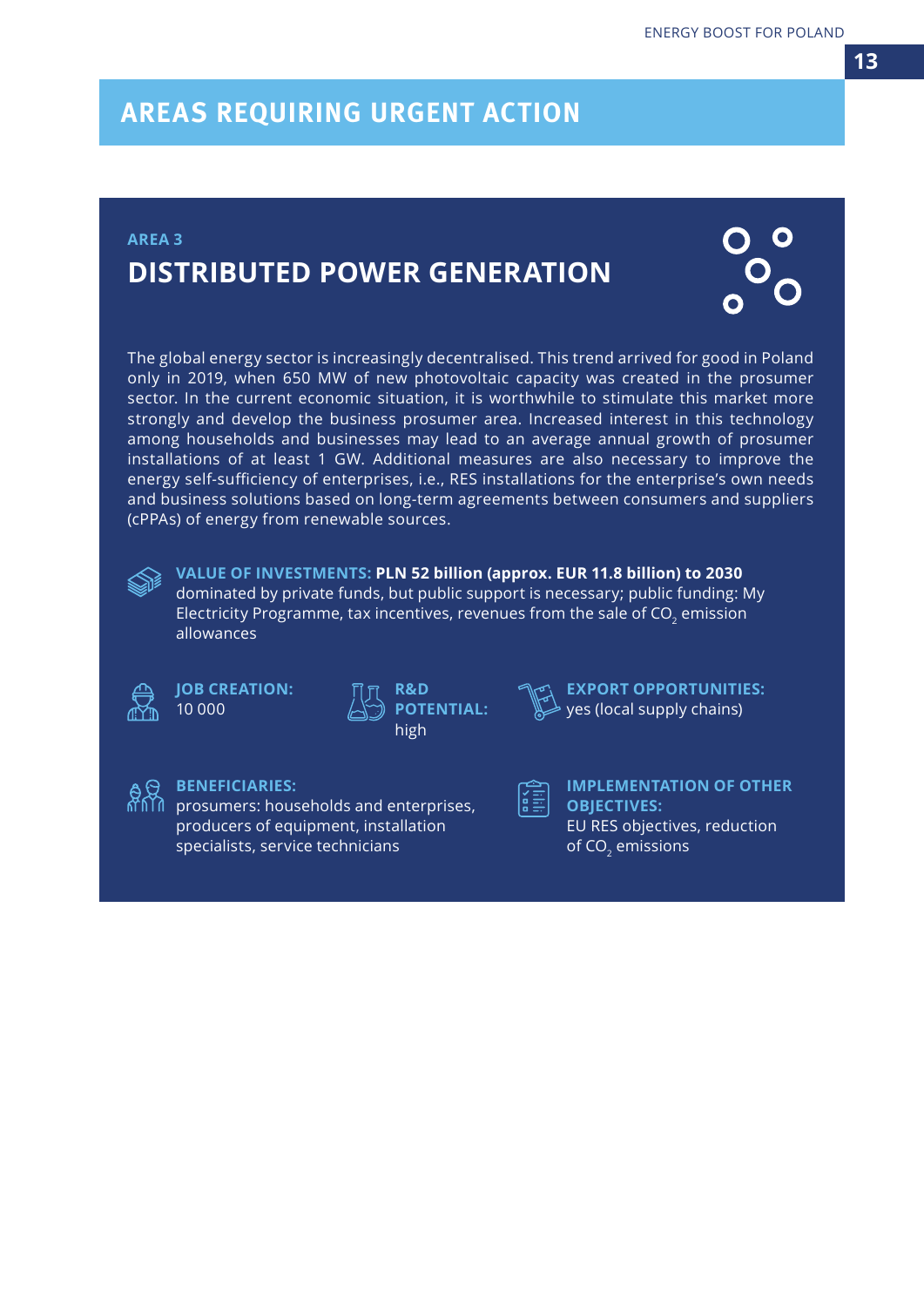## AREAS REQUIRING URGENT ACTION

AREA 3

### DISTRIBUTED POWER GENERATION

The global energy sector is increasingly decentralised. This trend arrived for good in Poland only in 2019, when 650 MW of new photovoltaic capacity was created in the prosumer sector. In the current economic situation, it is worthwhile to stimulate this market more strongly and develop the business prosumer area. Increased interest in this technology among households and businesses may lead to an average annual growth of prosumer installations of at least 1 GW. Additional measures are also necessary to improve the energy self-sufficiency of enterprises, i.e., RES installations for the enterprise's own needs and business solutions based on long-term agreements between consumers and suppliers (cPPAs) of energy from renewable sources.

**VALUE OF INVESTMENTS:** **PLN 52 billion (approx. EUR 11.8 billion) to 2030** dominated by private funds, but public support is necessary; public funding: My Electricity Programme, tax incentives, revenues from the sale of $CO_2$ emission allowances

**JOB CREATION:** 10 000

**R&D POTENTIAL:** high

**EXPORT OPPORTUNITIES:** yes (local supply chains)

**BENEFICIARIES:** prosumers: households and enterprises, producers of equipment, installation specialists, service technicians

**IMPLEMENTATION OF OTHER OBJECTIVES:** EU RES objectives, reduction of $CO_2$ emissions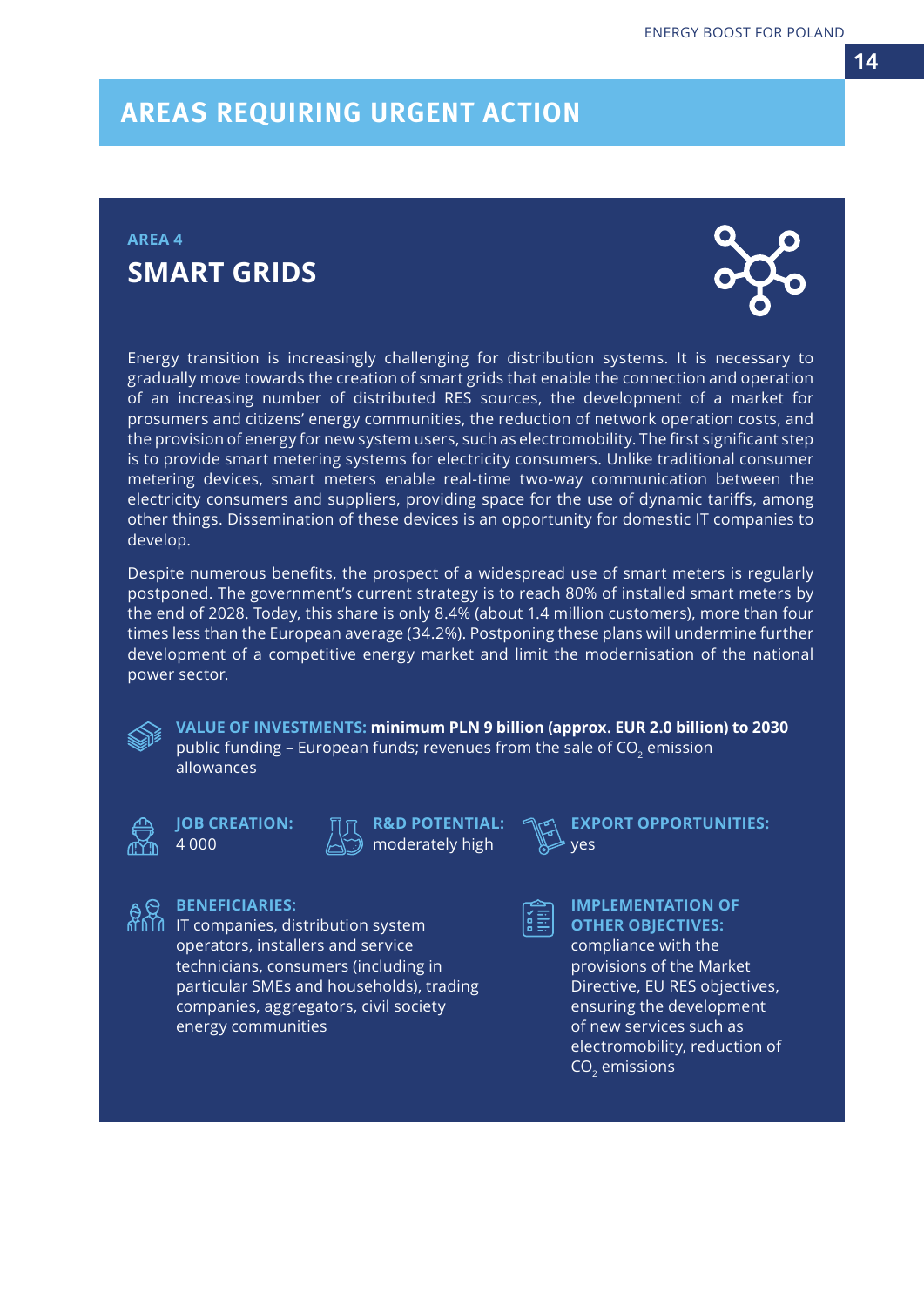# AREAS REQUIRING URGENT ACTION

## AREA 4

## SMART GRIDS

Energy transition is increasingly challenging for distribution systems. It is necessary to gradually move towards the creation of smart grids that enable the connection and operation of an increasing number of distributed RES sources, the development of a market for prosumers and citizens' energy communities, the reduction of network operation costs, and the provision of energy for new system users, such as electromobility. The first significant step is to provide smart metering systems for electricity consumers. Unlike traditional consumer metering devices, smart meters enable real-time two-way communication between the electricity consumers and suppliers, providing space for the use of dynamic tariffs, among other things. Dissemination of these devices is an opportunity for domestic IT companies to develop.

Despite numerous benefits, the prospect of a widespread use of smart meters is regularly postponed. The government's current strategy is to reach 80% of installed smart meters by the end of 2028. Today, this share is only 8.4% (about 1.4 million customers), more than four times less than the European average (34.2%). Postponing these plans will undermine further development of a competitive energy market and limit the modernisation of the national power sector.

**VALUE OF INVESTMENTS: minimum PLN 9 billion (approx. EUR 2.0 billion) to 2030**
public funding – European funds; revenues from the sale of $CO_2$ emission allowances

**JOB CREATION:**
4 000

**R&D POTENTIAL:**
moderately high

**EXPORT OPPORTUNITIES:**
yes

**BENEFICIARIES:**
IT companies, distribution system operators, installers and service technicians, consumers (including in particular SMEs and households), trading companies, aggregators, civil society energy communities

**IMPLEMENTATION OF OTHER OBJECTIVES:**
compliance with the provisions of the Market Directive, EU RES objectives, ensuring the development of new services such as electromobility, reduction of $CO_2$ emissions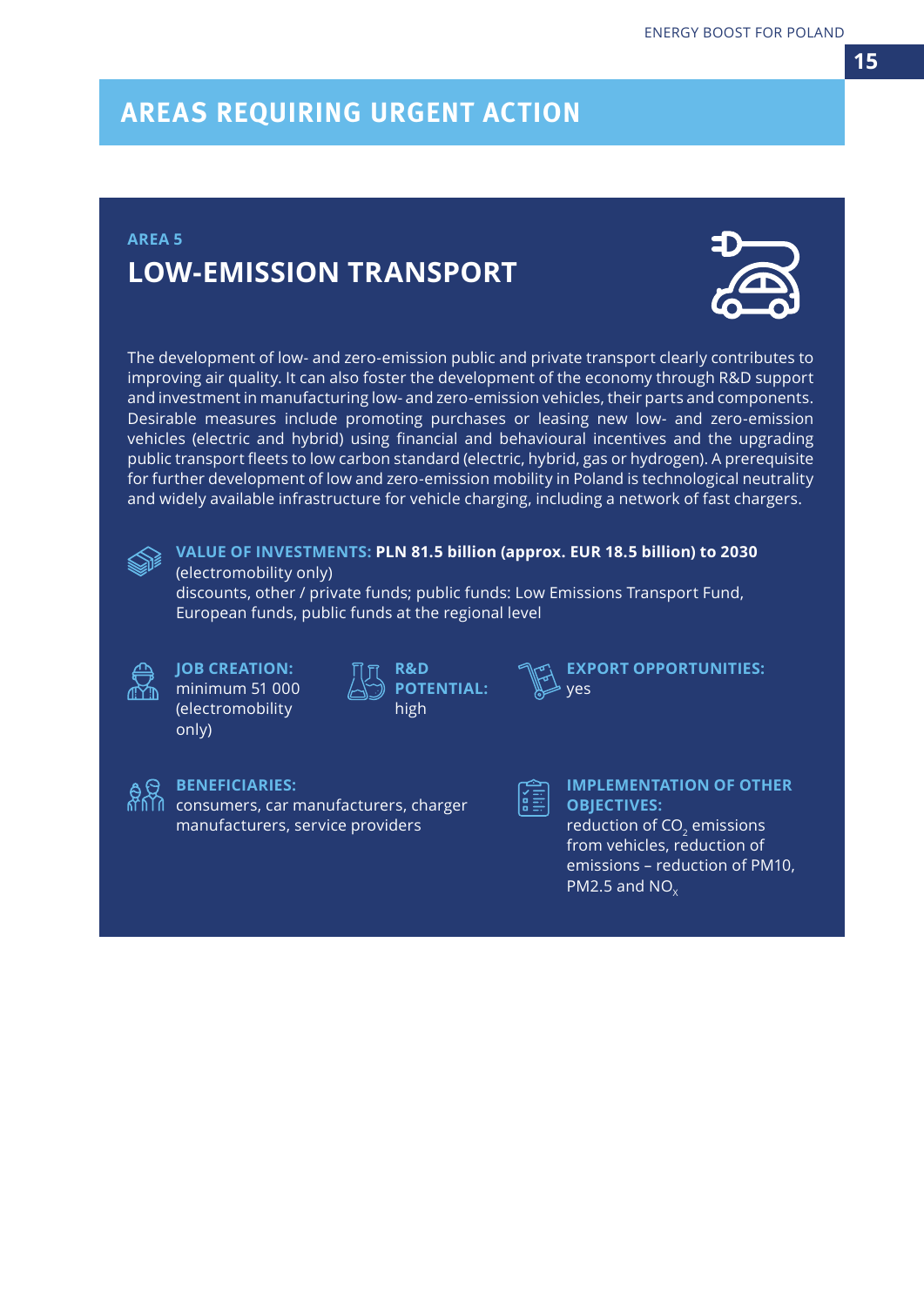# AREAS REQUIRING URGENT ACTION

AREA 5

## LOW-EMISSION TRANSPORT

The development of low- and zero-emission public and private transport clearly contributes to improving air quality. It can also foster the development of the economy through R&D support and investment in manufacturing low- and zero-emission vehicles, their parts and components. Desirable measures include promoting purchases or leasing new low- and zero-emission vehicles (electric and hybrid) using financial and behavioural incentives and the upgrading public transport fleets to low carbon standard (electric, hybrid, gas or hydrogen). A prerequisite for further development of low and zero-emission mobility in Poland is technological neutrality and widely available infrastructure for vehicle charging, including a network of fast chargers.

**VALUE OF INVESTMENTS: PLN 81.5 billion (approx. EUR 18.5 billion) to 2030** (electromobility only)
discounts, other / private funds; public funds: Low Emissions Transport Fund, European funds, public funds at the regional level

**JOB CREATION:**
minimum 51 000 (electromobility only)

**R&D POTENTIAL:**
high

**EXPORT OPPORTUNITIES:**
yes

**BENEFICIARIES:**
consumers, car manufacturers, charger manufacturers, service providers

**IMPLEMENTATION OF OTHER OBJECTIVES:**
reduction of $CO_2$ emissions from vehicles, reduction of emissions – reduction of PM10, PM2.5 and $NO_x$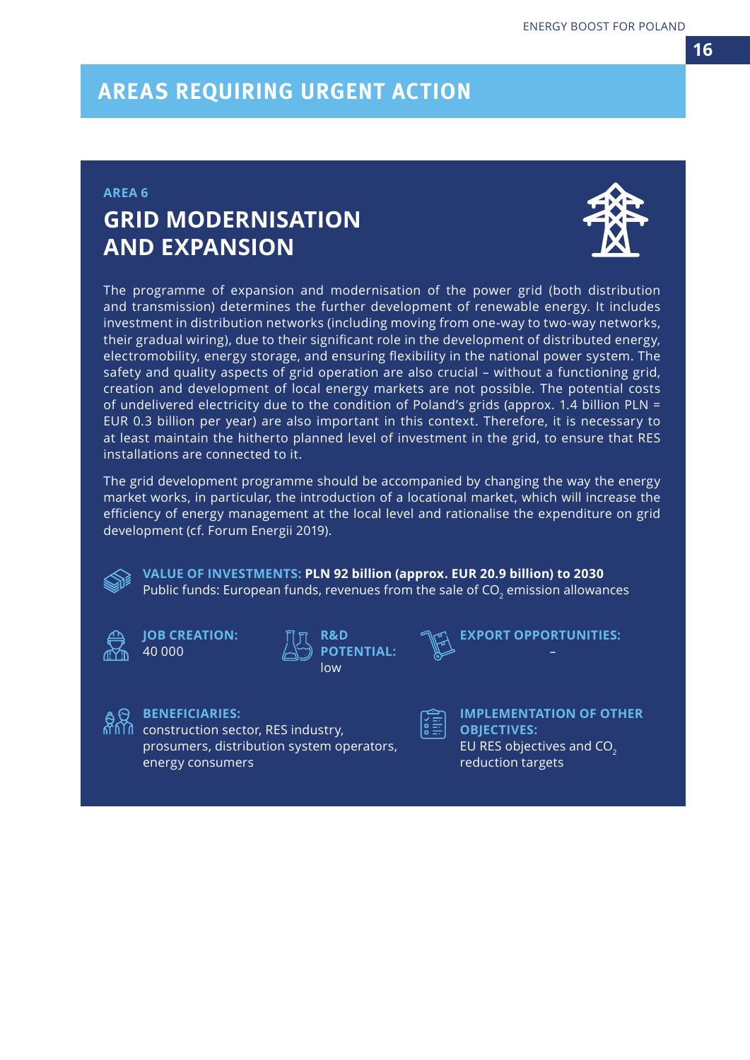# AREAS REQUIRING URGENT ACTION

AREA 6

## GRID MODERNISATION AND EXPANSION

The programme of expansion and modernisation of the power grid (both distribution and transmission) determines the further development of renewable energy. It includes investment in distribution networks (including moving from one-way to two-way networks, their gradual wiring), due to their significant role in the development of distributed energy, electromobility, energy storage, and ensuring flexibility in the national power system. The safety and quality aspects of grid operation are also crucial – without a functioning grid, creation and development of local energy markets are not possible. The potential costs of undelivered electricity due to the condition of Poland's grids (approx. 1.4 billion PLN = EUR 0.3 billion per year) are also important in this context. Therefore, it is necessary to at least maintain the hitherto planned level of investment in the grid, to ensure that RES installations are connected to it.

The grid development programme should be accompanied by changing the way the energy market works, in particular, the introduction of a locational market, which will increase the efficiency of energy management at the local level and rationalise the expenditure on grid development (cf. Forum Energii 2019).

**VALUE OF INVESTMENTS: PLN 92 billion (approx. EUR 20.9 billion) to 2030**
Public funds: European funds, revenues from the sale of $CO_2$ emission allowances

**JOB CREATION:**
40 000

**R&D POTENTIAL:**
low

**EXPORT OPPORTUNITIES:**
–

**BENEFICIARIES:**
construction sector, RES industry, prosumers, distribution system operators, energy consumers

**IMPLEMENTATION OF OTHER OBJECTIVES:**
EU RES objectives and $CO_2$ reduction targets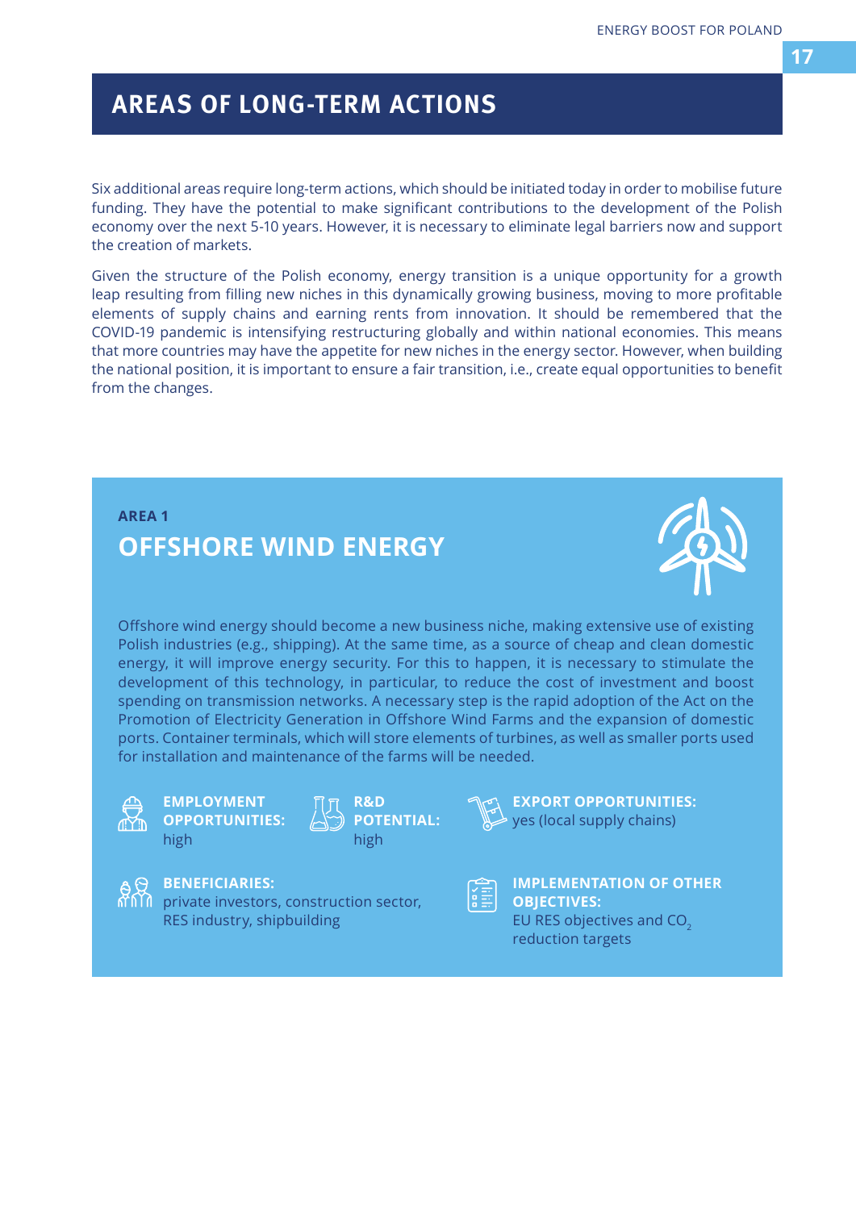# AREAS OF LONG-TERM ACTIONS

Six additional areas require long-term actions, which should be initiated today in order to mobilise future funding. They have the potential to make significant contributions to the development of the Polish economy over the next 5-10 years. However, it is necessary to eliminate legal barriers now and support the creation of markets.

Given the structure of the Polish economy, energy transition is a unique opportunity for a growth leap resulting from filling new niches in this dynamically growing business, moving to more profitable elements of supply chains and earning rents from innovation. It should be remembered that the COVID-19 pandemic is intensifying restructuring globally and within national economies. This means that more countries may have the appetite for new niches in the energy sector. However, when building the national position, it is important to ensure a fair transition, i.e., create equal opportunities to benefit from the changes.

**AREA 1**

## OFFSHORE WIND ENERGY

Offshore wind energy should become a new business niche, making extensive use of existing Polish industries (e.g., shipping). At the same time, as a source of cheap and clean domestic energy, it will improve energy security. For this to happen, it is necessary to stimulate the development of this technology, in particular, to reduce the cost of investment and boost spending on transmission networks. A necessary step is the rapid adoption of the Act on the Promotion of Electricity Generation in Offshore Wind Farms and the expansion of domestic ports. Container terminals, which will store elements of turbines, as well as smaller ports used for installation and maintenance of the farms will be needed.

**EMPLOYMENT OPPORTUNITIES:** high

**R&D POTENTIAL:** high

**EXPORT OPPORTUNITIES:** yes (local supply chains)

**BENEFICIARIES:** private investors, construction sector, RES industry, shipbuilding

**IMPLEMENTATION OF OTHER OBJECTIVES:** EU RES objectives and $CO_2$ reduction targets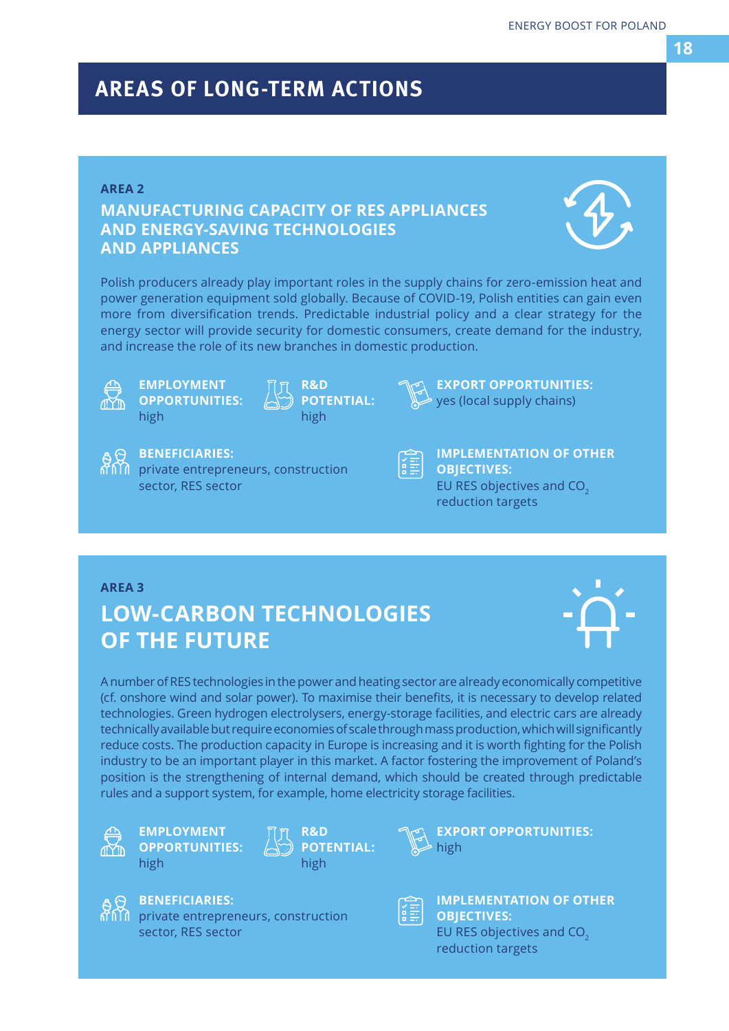# AREAS OF LONG-TERM ACTIONS

## AREA 2

### MANUFACTURING CAPACITY OF RES APPLIANCES AND ENERGY-SAVING TECHNOLOGIES AND APPLIANCES

Polish producers already play important roles in the supply chains for zero-emission heat and power generation equipment sold globally. Because of COVID-19, Polish entities can gain even more from diversification trends. Predictable industrial policy and a clear strategy for the energy sector will provide security for domestic consumers, create demand for the industry, and increase the role of its new branches in domestic production.

**EMPLOYMENT OPPORTUNITIES:** high

**R&D POTENTIAL:** high

**EXPORT OPPORTUNITIES:** yes (local supply chains)

**BENEFICIARIES:** private entrepreneurs, construction sector, RES sector

**IMPLEMENTATION OF OTHER OBJECTIVES:** EU RES objectives and $CO_2$ reduction targets

## AREA 3

### LOW-CARBON TECHNOLOGIES OF THE FUTURE

A number of RES technologies in the power and heating sector are already economically competitive (cf. onshore wind and solar power). To maximise their benefits, it is necessary to develop related technologies. Green hydrogen electrolysers, energy-storage facilities, and electric cars are already technically available but require economies of scale through mass production, which will significantly reduce costs. The production capacity in Europe is increasing and it is worth fighting for the Polish industry to be an important player in this market. A factor fostering the improvement of Poland's position is the strengthening of internal demand, which should be created through predictable rules and a support system, for example, home electricity storage facilities.

**EMPLOYMENT OPPORTUNITIES:** high

**R&D POTENTIAL:** high

**EXPORT OPPORTUNITIES:** high

**BENEFICIARIES:** private entrepreneurs, construction sector, RES sector

**IMPLEMENTATION OF OTHER OBJECTIVES:** EU RES objectives and $CO_2$ reduction targets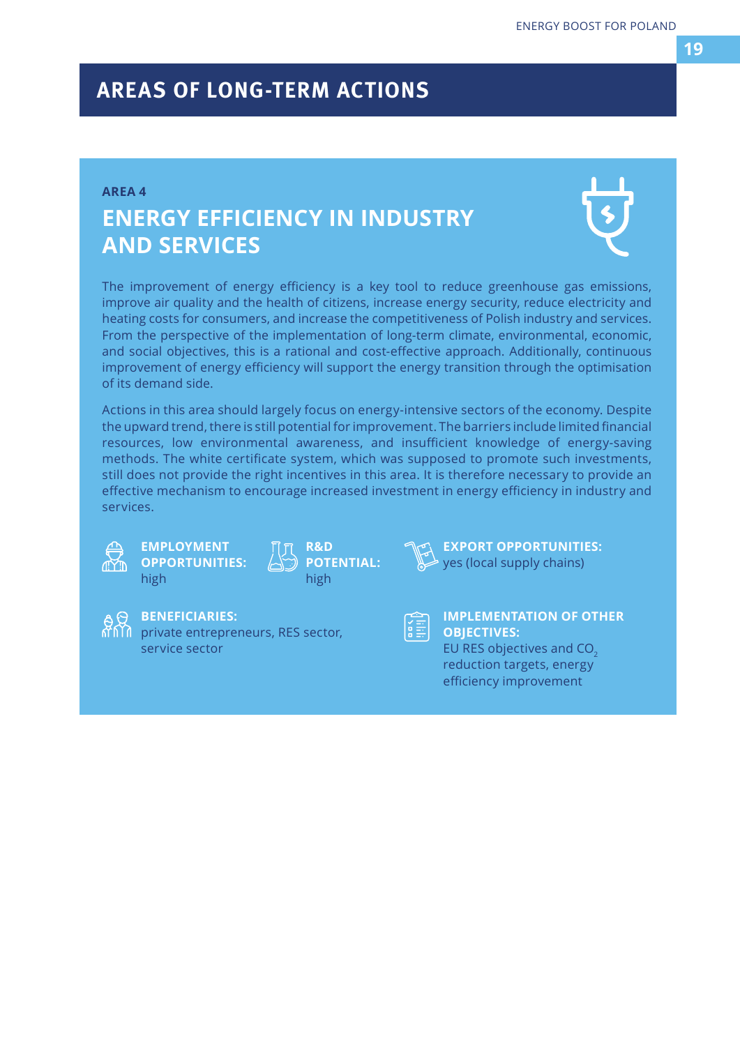# AREAS OF LONG-TERM ACTIONS

**AREA 4**

## ENERGY EFFICIENCY IN INDUSTRY AND SERVICES

The improvement of energy efficiency is a key tool to reduce greenhouse gas emissions, improve air quality and the health of citizens, increase energy security, reduce electricity and heating costs for consumers, and increase the competitiveness of Polish industry and services. From the perspective of the implementation of long-term climate, environmental, economic, and social objectives, this is a rational and cost-effective approach. Additionally, continuous improvement of energy efficiency will support the energy transition through the optimisation of its demand side.

Actions in this area should largely focus on energy-intensive sectors of the economy. Despite the upward trend, there is still potential for improvement. The barriers include limited financial resources, low environmental awareness, and insufficient knowledge of energy-saving methods. The white certificate system, which was supposed to promote such investments, still does not provide the right incentives in this area. It is therefore necessary to provide an effective mechanism to encourage increased investment in energy efficiency in industry and services.

**EMPLOYMENT OPPORTUNITIES:**
high

**R&D POTENTIAL:**
high

**EXPORT OPPORTUNITIES:**
yes (local supply chains)

**BENEFICIARIES:**
private entrepreneurs, RES sector, service sector

**IMPLEMENTATION OF OTHER OBJECTIVES:**
EU RES objectives and $CO_2$ reduction targets, energy efficiency improvement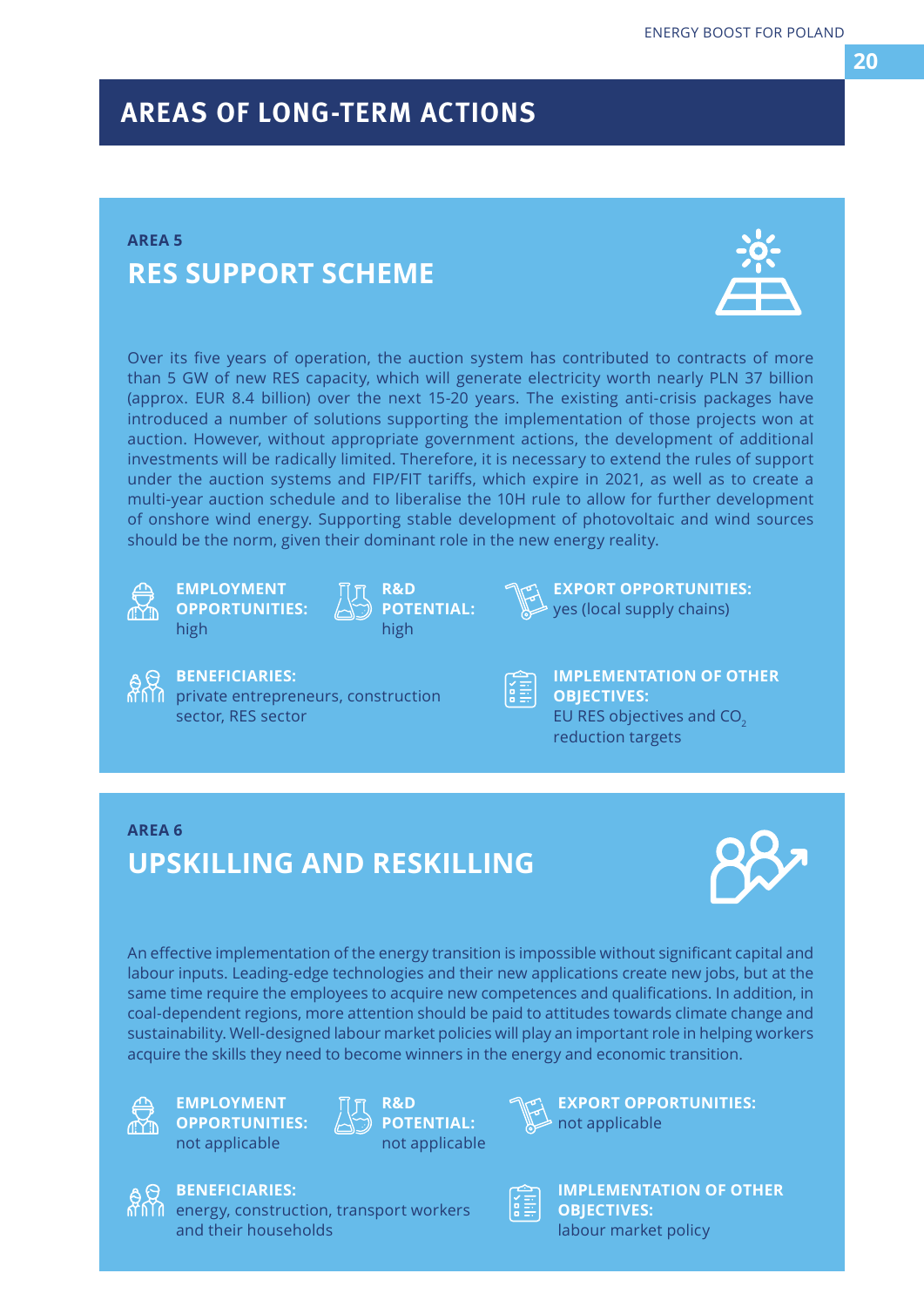# AREAS OF LONG-TERM ACTIONS

## AREA 5

## RES SUPPORT SCHEME

Over its five years of operation, the auction system has contributed to contracts of more than 5 GW of new RES capacity, which will generate electricity worth nearly PLN 37 billion (approx. EUR 8.4 billion) over the next 15-20 years. The existing anti-crisis packages have introduced a number of solutions supporting the implementation of those projects won at auction. However, without appropriate government actions, the development of additional investments will be radically limited. Therefore, it is necessary to extend the rules of support under the auction systems and FIP/FIT tariffs, which expire in 2021, as well as to create a multi-year auction schedule and to liberalise the 10H rule to allow for further development of onshore wind energy. Supporting stable development of photovoltaic and wind sources should be the norm, given their dominant role in the new energy reality.

**EMPLOYMENT OPPORTUNITIES:** high

**R&D POTENTIAL:** high

**EXPORT OPPORTUNITIES:** yes (local supply chains)

**BENEFICIARIES:** private entrepreneurs, construction sector, RES sector

**IMPLEMENTATION OF OTHER OBJECTIVES:** EU RES objectives and $CO_2$ reduction targets

## AREA 6

## UPSKILLING AND RESKILLING

An effective implementation of the energy transition is impossible without significant capital and labour inputs. Leading-edge technologies and their new applications create new jobs, but at the same time require the employees to acquire new competences and qualifications. In addition, in coal-dependent regions, more attention should be paid to attitudes towards climate change and sustainability. Well-designed labour market policies will play an important role in helping workers acquire the skills they need to become winners in the energy and economic transition.

**EMPLOYMENT OPPORTUNITIES:** not applicable

**R&D POTENTIAL:** not applicable

**EXPORT OPPORTUNITIES:** not applicable

**BENEFICIARIES:** energy, construction, transport workers and their households

**IMPLEMENTATION OF OTHER OBJECTIVES:** labour market policy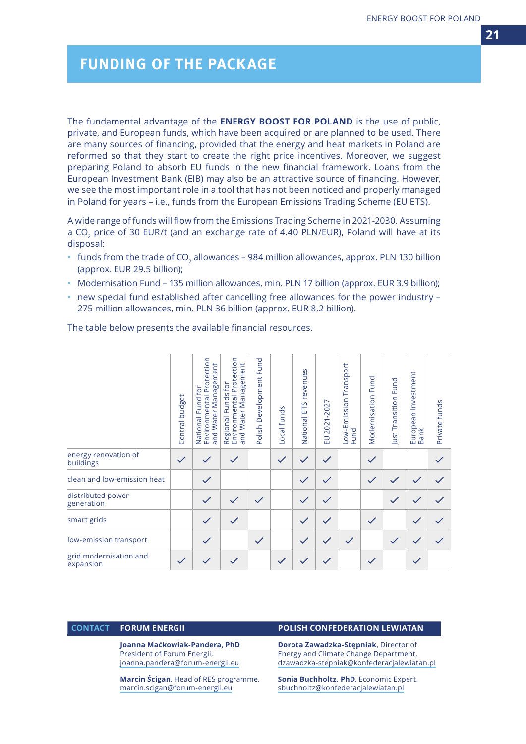# FUNDING OF THE PACKAGE

The fundamental advantage of the **ENERGY BOOST FOR POLAND** is the use of public, private, and European funds, which have been acquired or are planned to be used. There are many sources of financing, provided that the energy and heat markets in Poland are reformed so that they start to create the right price incentives. Moreover, we suggest preparing Poland to absorb EU funds in the new financial framework. Loans from the European Investment Bank (EIB) may also be an attractive source of financing. However, we see the most important role in a tool that has not been noticed and properly managed in Poland for years – i.e., funds from the European Emissions Trading Scheme (EU ETS).

A wide range of funds will flow from the Emissions Trading Scheme in 2021-2030. Assuming a $CO_2$ price of 30 EUR/t (and an exchange rate of 4.40 PLN/EUR), Poland will have at its disposal:

- funds from the trade of $CO_2$ allowances – 984 million allowances, approx. PLN 130 billion (approx. EUR 29.5 billion);
- Modernisation Fund – 135 million allowances, min. PLN 17 billion (approx. EUR 3.9 billion);
- new special fund established after cancelling free allowances for the power industry – 275 million allowances, min. PLN 36 billion (approx. EUR 8.2 billion).

The table below presents the available financial resources.

| | Central budget | National Fund for Environmental Protection and Water Management | Regional Funds for Environmental Protection and Water Management | Polish Development Fund | Local funds | National ETS revenues | EU 2021-2027 | Low-Emission Transport Fund | Modernisation Fund | Just Transition Fund | European Investment Bank | Private funds |
|---|---|---|---|---|---|---|---|---|---|---|---|---|
| energy renovation of buildings | ✓ | ✓ | ✓ | | ✓ | ✓ | ✓ | | ✓ | | | ✓ |
| clean and low-emission heat | | ✓ | | | | ✓ | ✓ | | ✓ | ✓ | ✓ | ✓ |
| distributed power generation | | ✓ | ✓ | ✓ | | ✓ | ✓ | | | ✓ | ✓ | ✓ |
| smart grids | | ✓ | ✓ | | | ✓ | ✓ | | ✓ | | ✓ | ✓ |
| low-emission transport | | ✓ | | ✓ | | ✓ | ✓ | ✓ | | ✓ | ✓ | ✓ |
| grid modernisation and expansion | ✓ | ✓ | ✓ | | ✓ | ✓ | ✓ | | ✓ | | ✓ | |

**CONTACT**

**FORUM ENERGII**

**Joanna Maćkowiak-Pandera, PhD**
President of Forum Energii,
joanna.pandera@forum-energii.eu

**Marcin Ścigan**, Head of RES programme,
marcin.scigan@forum-energii.eu

**POLISH CONFEDERATION LEWIATAN**

**Dorota Zawadzka-Stępniak**, Director of Energy and Climate Change Department,
dzawadzka-stepniak@konfederacjalewiatan.pl

**Sonia Buchholtz, PhD**, Economic Expert,
sbuchholtz@konfederacjalewiatan.pl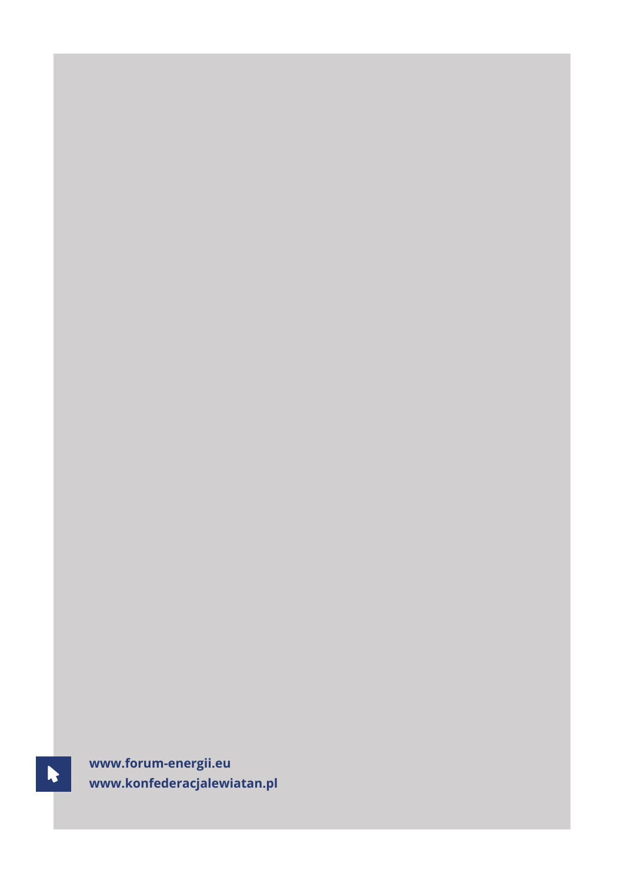www.forum-energii.eu
www.konfederacjalewiatan.pl